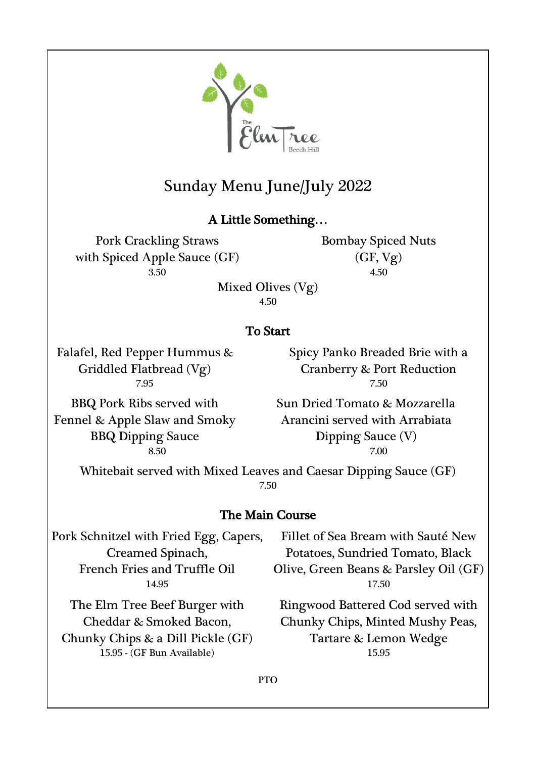The Elm Tree
Beech Hill

# Sunday Menu June/July 2022

## A Little Something…

Pork Crackling Straws with Spiced Apple Sauce (GF)
3.50

Bombay Spiced Nuts (GF, Vg)
4.50

Mixed Olives (Vg)
4.50

## To Start

Falafel, Red Pepper Hummus & Griddled Flatbread (Vg)
7.95

Spicy Panko Breaded Brie with a Cranberry & Port Reduction
7.50

BBQ Pork Ribs served with Fennel & Apple Slaw and Smoky BBQ Dipping Sauce
8.50

Sun Dried Tomato & Mozzarella Arancini served with Arrabiata Dipping Sauce (V)
7.00

Whitebait served with Mixed Leaves and Caesar Dipping Sauce (GF)
7.50

## The Main Course

Pork Schnitzel with Fried Egg, Capers, Creamed Spinach, French Fries and Truffle Oil
14.95

Fillet of Sea Bream with Sauté New Potatoes, Sundried Tomato, Black Olive, Green Beans & Parsley Oil (GF)
17.50

The Elm Tree Beef Burger with Cheddar & Smoked Bacon, Chunky Chips & a Dill Pickle (GF)
15.95 - (GF Bun Available)

Ringwood Battered Cod served with Chunky Chips, Minted Mushy Peas, Tartare & Lemon Wedge
15.95

PTO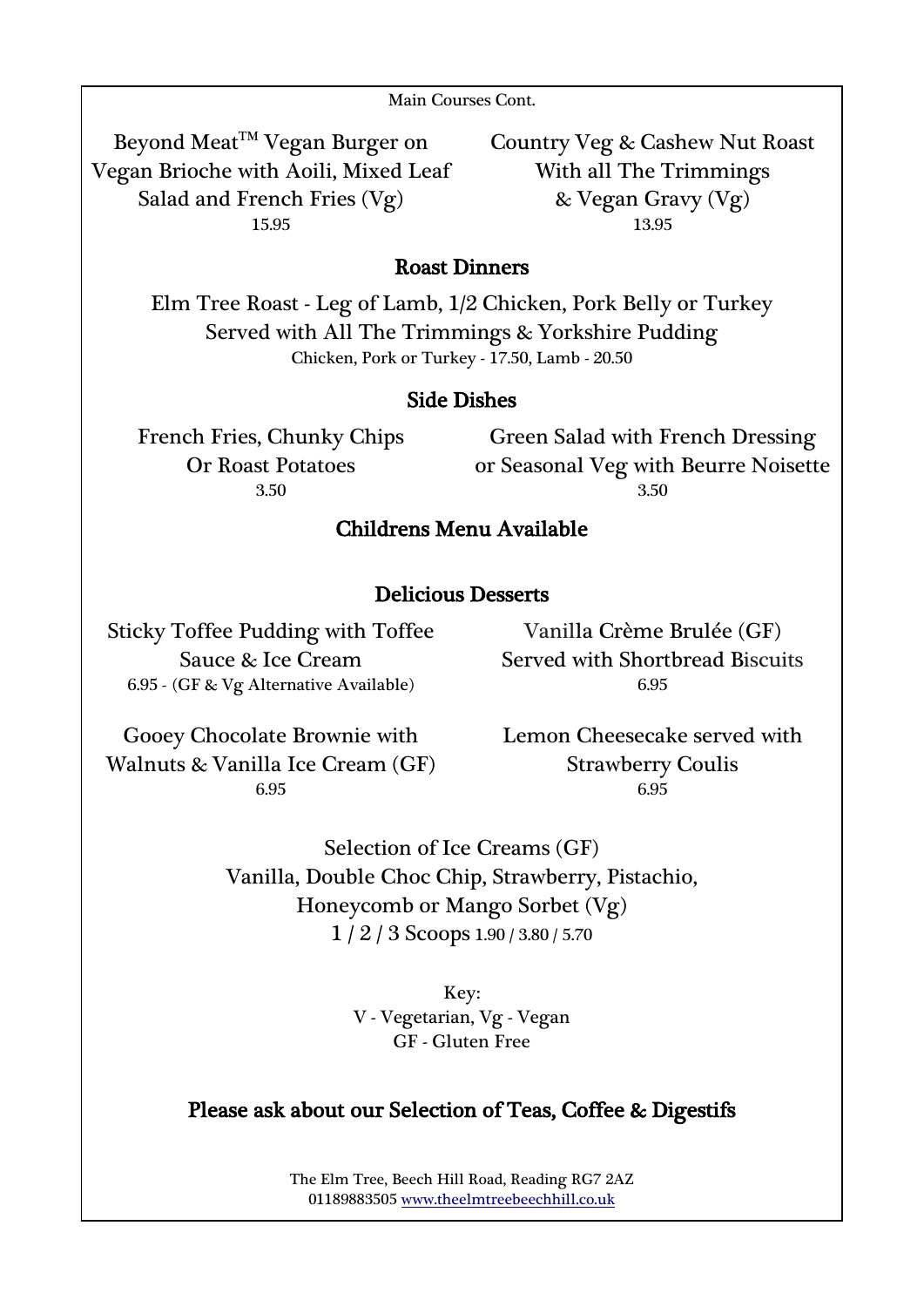Main Courses Cont.

Beyond Meat™ Vegan Burger on Vegan Brioche with Aoili, Mixed Leaf Salad and French Fries (Vg)
15.95

Country Veg & Cashew Nut Roast With all The Trimmings & Vegan Gravy (Vg)
13.95

## Roast Dinners

Elm Tree Roast - Leg of Lamb, 1/2 Chicken, Pork Belly or Turkey
Served with All The Trimmings & Yorkshire Pudding
Chicken, Pork or Turkey - 17.50, Lamb - 20.50

## Side Dishes

French Fries, Chunky Chips Or Roast Potatoes
3.50

Green Salad with French Dressing or Seasonal Veg with Beurre Noisette
3.50

## Childrens Menu Available

## Delicious Desserts

Sticky Toffee Pudding with Toffee Sauce & Ice Cream
6.95 - (GF & Vg Alternative Available)

Vanilla Crème Brulée (GF) Served with Shortbread Biscuits
6.95

Gooey Chocolate Brownie with Walnuts & Vanilla Ice Cream (GF)
6.95

Lemon Cheesecake served with Strawberry Coulis
6.95

Selection of Ice Creams (GF)
Vanilla, Double Choc Chip, Strawberry, Pistachio, Honeycomb or Mango Sorbet (Vg)
1 / 2 / 3 Scoops 1.90 / 3.80 / 5.70

Key:
V - Vegetarian, Vg - Vegan
GF - Gluten Free

## Please ask about our Selection of Teas, Coffee & Digestifs

The Elm Tree, Beech Hill Road, Reading RG7 2AZ
01189883505 www.theelmtreebeechhill.co.uk